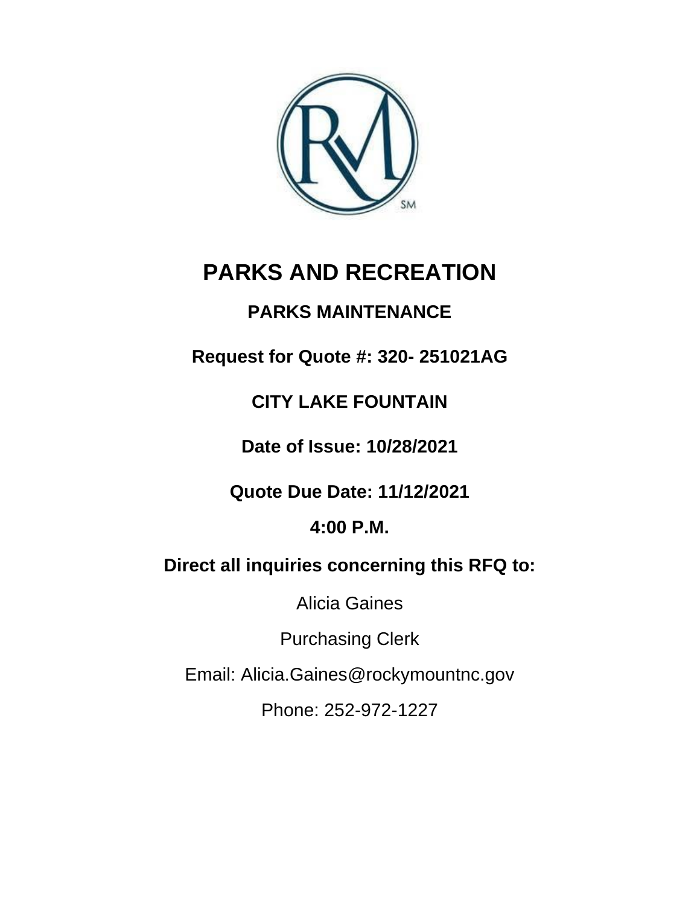# PARKS AND RECREATION

## PARKS MAINTENANCE

**Request for Quote #: 320- 251021AG**

**CITY LAKE FOUNTAIN**

**Date of Issue: 10/28/2021**

**Quote Due Date: 11/12/2021**

**4:00 P.M.**

**Direct all inquiries concerning this RFQ to:**

Alicia Gaines

Purchasing Clerk

Email: Alicia.Gaines@rockymountnc.gov

Phone: 252-972-1227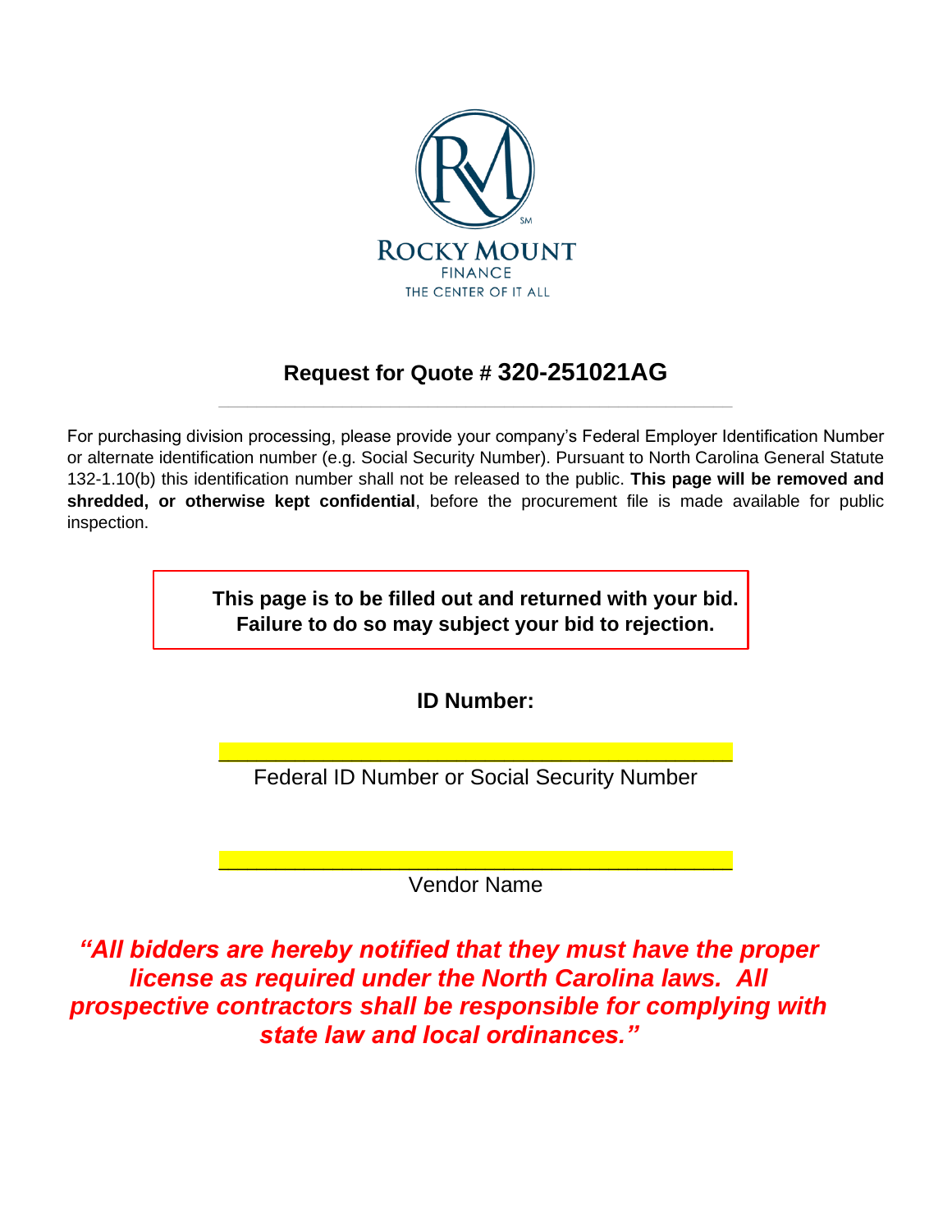ROCKY MOUNT
FINANCE
THE CENTER OF IT ALL

## Request for Quote # 320-251021AG

---

For purchasing division processing, please provide your company's Federal Employer Identification Number or alternate identification number (e.g. Social Security Number). Pursuant to North Carolina General Statute 132-1.10(b) this identification number shall not be released to the public. **This page will be removed and shredded, or otherwise kept confidential**, before the procurement file is made available for public inspection.

> **This page is to be filled out and returned with your bid.**
> **Failure to do so may subject your bid to rejection.**

**ID Number:**

______________________________________________
Federal ID Number or Social Security Number

______________________________________________
Vendor Name

***"All bidders are hereby notified that they must have the proper license as required under the North Carolina laws. All prospective contractors shall be responsible for complying with state law and local ordinances."***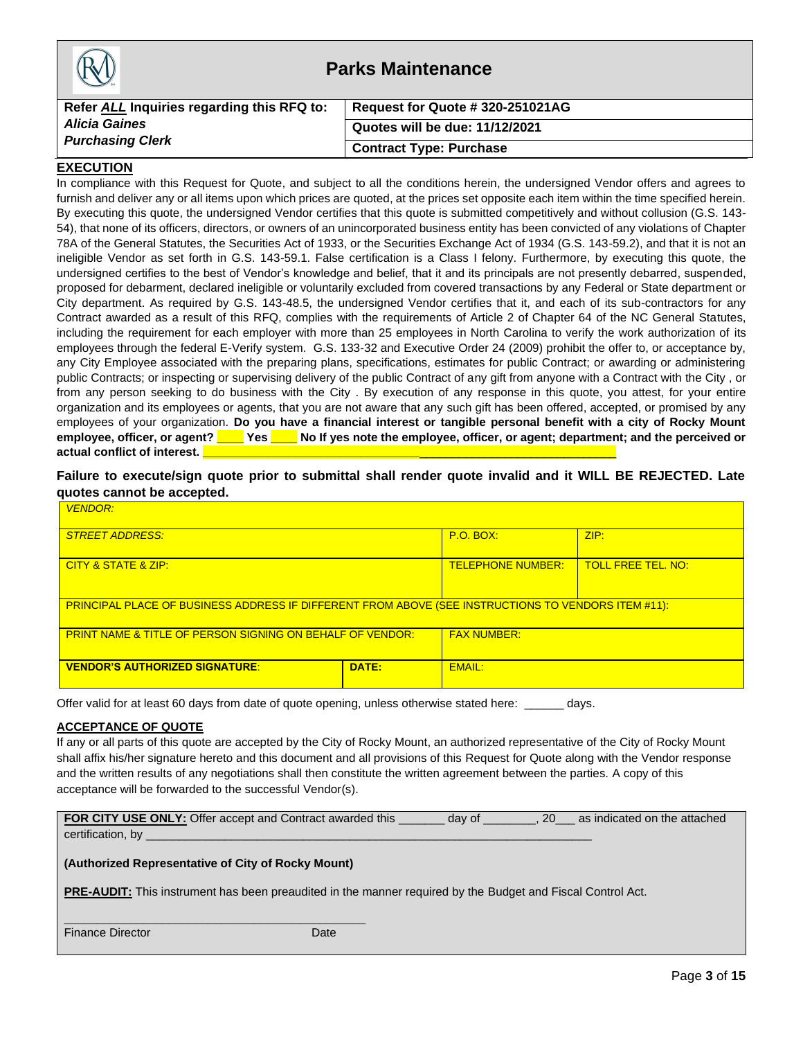# Parks Maintenance

| Refer *ALL* Inquiries regarding this RFQ to: *Alicia Gaines* *Purchasing Clerk* | Request for Quote # 320-251021AG |
|---|---|
| | Quotes will be due: 11/12/2021 |
| | Contract Type: Purchase |

## EXECUTION

In compliance with this Request for Quote, and subject to all the conditions herein, the undersigned Vendor offers and agrees to furnish and deliver any or all items upon which prices are quoted, at the prices set opposite each item within the time specified herein. By executing this quote, the undersigned Vendor certifies that this quote is submitted competitively and without collusion (G.S. 143-54), that none of its officers, directors, or owners of an unincorporated business entity has been convicted of any violations of Chapter 78A of the General Statutes, the Securities Act of 1933, or the Securities Exchange Act of 1934 (G.S. 143-59.2), and that it is not an ineligible Vendor as set forth in G.S. 143-59.1. False certification is a Class I felony. Furthermore, by executing this quote, the undersigned certifies to the best of Vendor's knowledge and belief, that it and its principals are not presently debarred, suspended, proposed for debarment, declared ineligible or voluntarily excluded from covered transactions by any Federal or State department or City department. As required by G.S. 143-48.5, the undersigned Vendor certifies that it, and each of its sub-contractors for any Contract awarded as a result of this RFQ, complies with the requirements of Article 2 of Chapter 64 of the NC General Statutes, including the requirement for each employer with more than 25 employees in North Carolina to verify the work authorization of its employees through the federal E-Verify system. G.S. 133-32 and Executive Order 24 (2009) prohibit the offer to, or acceptance by, any City Employee associated with the preparing plans, specifications, estimates for public Contract; or awarding or administering public Contracts; or inspecting or supervising delivery of the public Contract of any gift from anyone with a Contract with the City , or from any person seeking to do business with the City . By execution of any response in this quote, you attest, for your entire organization and its employees or agents, that you are not aware that any such gift has been offered, accepted, or promised by any employees of your organization. **Do you have a financial interest or tangible personal benefit with a city of Rocky Mount employee, officer, or agent? ____ Yes ____ No If yes note the employee, officer, or agent; department; and the perceived or actual conflict of interest. ____________________________________________________________**

**Failure to execute/sign quote prior to submittal shall render quote invalid and it WILL BE REJECTED. Late quotes cannot be accepted.**

| *VENDOR:* | | | |
|---|---|---|---|
| *STREET ADDRESS:* | | P.O. BOX: | ZIP: |
| CITY & STATE & ZIP: | | TELEPHONE NUMBER: | TOLL FREE TEL. NO: |
| PRINCIPAL PLACE OF BUSINESS ADDRESS IF DIFFERENT FROM ABOVE (SEE INSTRUCTIONS TO VENDORS ITEM #11): | | | |
| PRINT NAME & TITLE OF PERSON SIGNING ON BEHALF OF VENDOR: | | FAX NUMBER: | |
| **VENDOR'S AUTHORIZED SIGNATURE:** | **DATE:** | EMAIL: | |

Offer valid for at least 60 days from date of quote opening, unless otherwise stated here: ______ days.

## ACCEPTANCE OF QUOTE

If any or all parts of this quote are accepted by the City of Rocky Mount, an authorized representative of the City of Rocky Mount shall affix his/her signature hereto and this document and all provisions of this Request for Quote along with the Vendor response and the written results of any negotiations shall then constitute the written agreement between the parties. A copy of this acceptance will be forwarded to the successful Vendor(s).

**FOR CITY USE ONLY:** Offer accept and Contract awarded this _______ day of ________, 20___ as indicated on the attached certification, by ____________________________________________________________________

**(Authorized Representative of City of Rocky Mount)**

**PRE-AUDIT:** This instrument has been preaudited in the manner required by the Budget and Fiscal Control Act.

_____________________________________________

Finance Director Date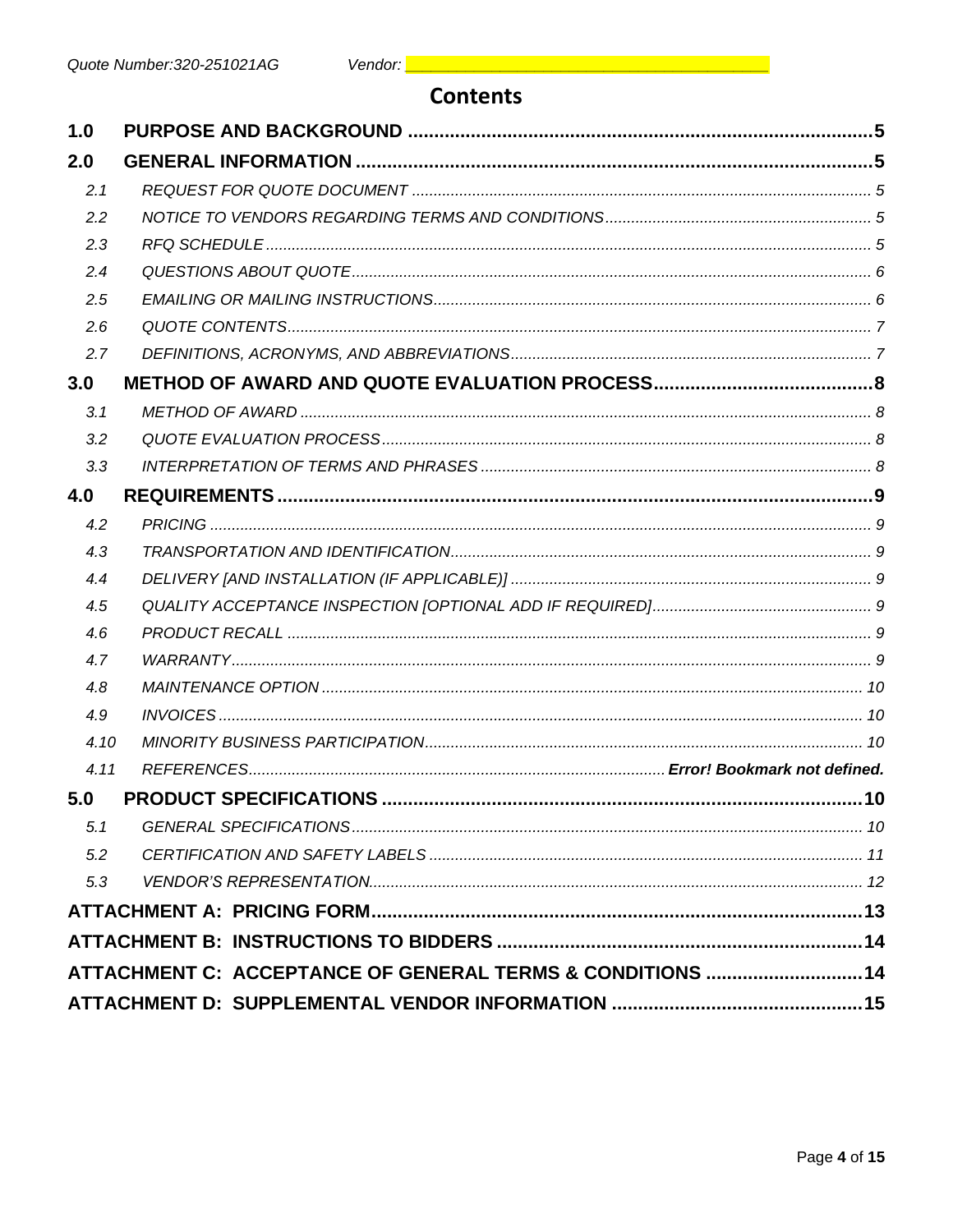Quote Number:320-251021AG Vendor: ________________________________

# Contents

| | | |
|---|---|---|
| **1.0** | **PURPOSE AND BACKGROUND** | **5** |
| **2.0** | **GENERAL INFORMATION** | **5** |
| *2.1* | *REQUEST FOR QUOTE DOCUMENT* | *5* |
| *2.2* | *NOTICE TO VENDORS REGARDING TERMS AND CONDITIONS* | *5* |
| *2.3* | *RFQ SCHEDULE* | *5* |
| *2.4* | *QUESTIONS ABOUT QUOTE* | *6* |
| *2.5* | *EMAILING OR MAILING INSTRUCTIONS* | *6* |
| *2.6* | *QUOTE CONTENTS* | *7* |
| *2.7* | *DEFINITIONS, ACRONYMS, AND ABBREVIATIONS* | *7* |
| **3.0** | **METHOD OF AWARD AND QUOTE EVALUATION PROCESS** | **8** |
| *3.1* | *METHOD OF AWARD* | *8* |
| *3.2* | *QUOTE EVALUATION PROCESS* | *8* |
| *3.3* | *INTERPRETATION OF TERMS AND PHRASES* | *8* |
| **4.0** | **REQUIREMENTS** | **9** |
| *4.2* | *PRICING* | *9* |
| *4.3* | *TRANSPORTATION AND IDENTIFICATION* | *9* |
| *4.4* | *DELIVERY [AND INSTALLATION (IF APPLICABLE)]* | *9* |
| *4.5* | *QUALITY ACCEPTANCE INSPECTION [OPTIONAL ADD IF REQUIRED]* | *9* |
| *4.6* | *PRODUCT RECALL* | *9* |
| *4.7* | *WARRANTY* | *9* |
| *4.8* | *MAINTENANCE OPTION* | *10* |
| *4.9* | *INVOICES* | *10* |
| *4.10* | *MINORITY BUSINESS PARTICIPATION* | *10* |
| *4.11* | *REFERENCES* | ***Error! Bookmark not defined.*** |
| **5.0** | **PRODUCT SPECIFICATIONS** | **10** |
| *5.1* | *GENERAL SPECIFICATIONS* | *10* |
| *5.2* | *CERTIFICATION AND SAFETY LABELS* | *11* |
| *5.3* | *VENDOR'S REPRESENTATION* | *12* |
| | **ATTACHMENT A: PRICING FORM** | **13** |
| | **ATTACHMENT B: INSTRUCTIONS TO BIDDERS** | **14** |
| | **ATTACHMENT C: ACCEPTANCE OF GENERAL TERMS & CONDITIONS** | **14** |
| | **ATTACHMENT D: SUPPLEMENTAL VENDOR INFORMATION** | **15** |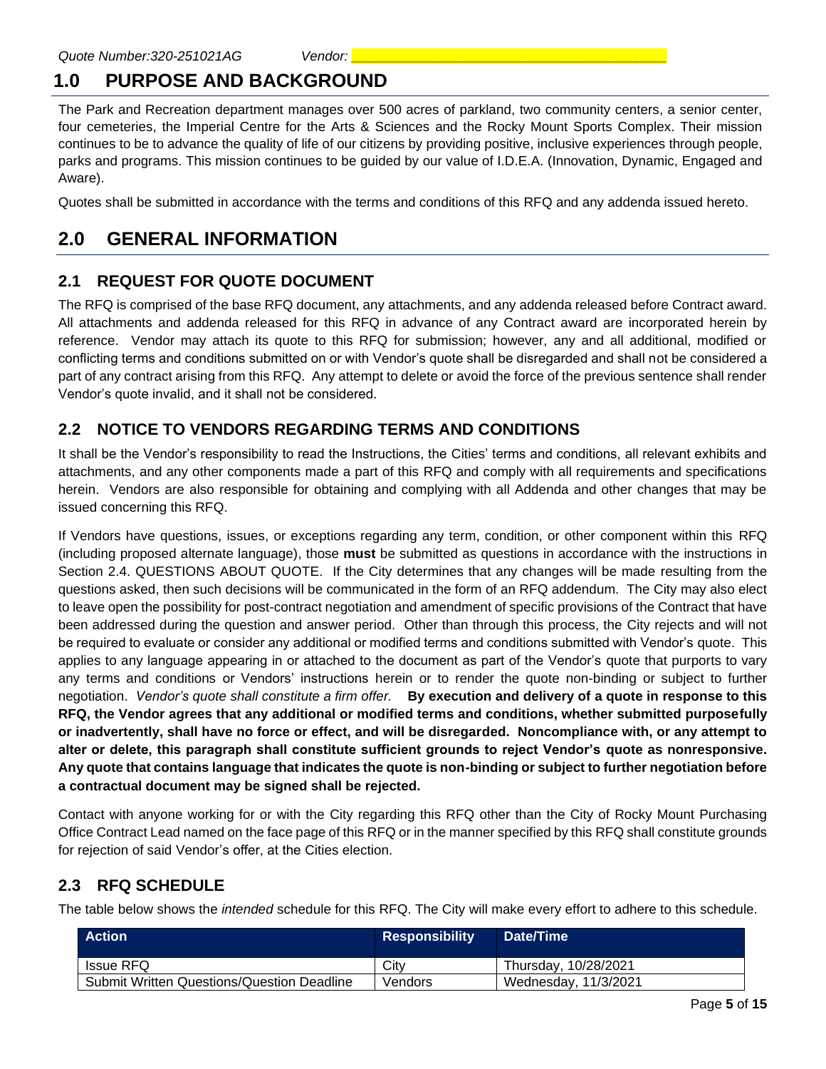## 1.0 PURPOSE AND BACKGROUND

The Park and Recreation department manages over 500 acres of parkland, two community centers, a senior center, four cemeteries, the Imperial Centre for the Arts & Sciences and the Rocky Mount Sports Complex. Their mission continues to be to advance the quality of life of our citizens by providing positive, inclusive experiences through people, parks and programs. This mission continues to be guided by our value of I.D.E.A. (Innovation, Dynamic, Engaged and Aware).

Quotes shall be submitted in accordance with the terms and conditions of this RFQ and any addenda issued hereto.

## 2.0 GENERAL INFORMATION

### 2.1 REQUEST FOR QUOTE DOCUMENT

The RFQ is comprised of the base RFQ document, any attachments, and any addenda released before Contract award. All attachments and addenda released for this RFQ in advance of any Contract award are incorporated herein by reference. Vendor may attach its quote to this RFQ for submission; however, any and all additional, modified or conflicting terms and conditions submitted on or with Vendor's quote shall be disregarded and shall not be considered a part of any contract arising from this RFQ. Any attempt to delete or avoid the force of the previous sentence shall render Vendor's quote invalid, and it shall not be considered.

### 2.2 NOTICE TO VENDORS REGARDING TERMS AND CONDITIONS

It shall be the Vendor's responsibility to read the Instructions, the Cities' terms and conditions, all relevant exhibits and attachments, and any other components made a part of this RFQ and comply with all requirements and specifications herein. Vendors are also responsible for obtaining and complying with all Addenda and other changes that may be issued concerning this RFQ.

If Vendors have questions, issues, or exceptions regarding any term, condition, or other component within this RFQ (including proposed alternate language), those **must** be submitted as questions in accordance with the instructions in Section 2.4. QUESTIONS ABOUT QUOTE. If the City determines that any changes will be made resulting from the questions asked, then such decisions will be communicated in the form of an RFQ addendum. The City may also elect to leave open the possibility for post-contract negotiation and amendment of specific provisions of the Contract that have been addressed during the question and answer period. Other than through this process, the City rejects and will not be required to evaluate or consider any additional or modified terms and conditions submitted with Vendor's quote. This applies to any language appearing in or attached to the document as part of the Vendor's quote that purports to vary any terms and conditions or Vendors' instructions herein or to render the quote non-binding or subject to further negotiation. *Vendor's quote shall constitute a firm offer.* **By execution and delivery of a quote in response to this RFQ, the Vendor agrees that any additional or modified terms and conditions, whether submitted purposefully or inadvertently, shall have no force or effect, and will be disregarded. Noncompliance with, or any attempt to alter or delete, this paragraph shall constitute sufficient grounds to reject Vendor's quote as nonresponsive. Any quote that contains language that indicates the quote is non-binding or subject to further negotiation before a contractual document may be signed shall be rejected.**

Contact with anyone working for or with the City regarding this RFQ other than the City of Rocky Mount Purchasing Office Contract Lead named on the face page of this RFQ or in the manner specified by this RFQ shall constitute grounds for rejection of said Vendor's offer, at the Cities election.

### 2.3 RFQ SCHEDULE

The table below shows the *intended* schedule for this RFQ. The City will make every effort to adhere to this schedule.

| Action | Responsibility | Date/Time |
|---|---|---|
| Issue RFQ | City | Thursday, 10/28/2021 |
| Submit Written Questions/Question Deadline | Vendors | Wednesday, 11/3/2021 |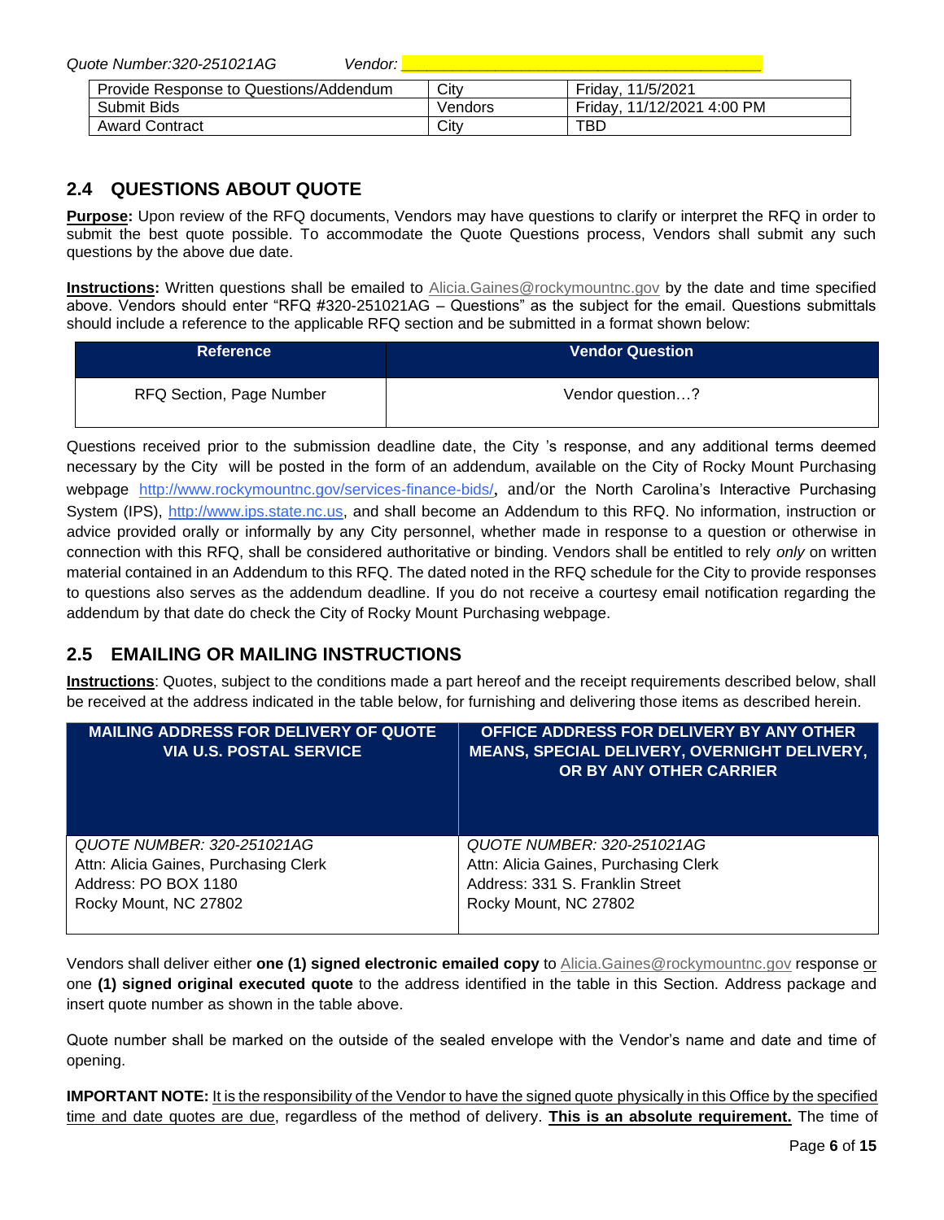Quote Number:320-251021AG Vendor: ________________________________________

| Provide Response to Questions/Addendum | City | Friday, 11/5/2021 |
|---|---|---|
| Submit Bids | Vendors | Friday, 11/12/2021 4:00 PM |
| Award Contract | City | TBD |

## 2.4 QUESTIONS ABOUT QUOTE

**Purpose:** Upon review of the RFQ documents, Vendors may have questions to clarify or interpret the RFQ in order to submit the best quote possible. To accommodate the Quote Questions process, Vendors shall submit any such questions by the above due date.

**Instructions:** Written questions shall be emailed to Alicia.Gaines@rockymountnc.gov by the date and time specified above. Vendors should enter "RFQ #320-251021AG – Questions" as the subject for the email. Questions submittals should include a reference to the applicable RFQ section and be submitted in a format shown below:

| Reference | Vendor Question |
|---|---|
| RFQ Section, Page Number | Vendor question…? |

Questions received prior to the submission deadline date, the City 's response, and any additional terms deemed necessary by the City will be posted in the form of an addendum, available on the City of Rocky Mount Purchasing webpage http://www.rockymountnc.gov/services-finance-bids/, and/or the North Carolina's Interactive Purchasing System (IPS), http://www.ips.state.nc.us, and shall become an Addendum to this RFQ. No information, instruction or advice provided orally or informally by any City personnel, whether made in response to a question or otherwise in connection with this RFQ, shall be considered authoritative or binding. Vendors shall be entitled to rely *only* on written material contained in an Addendum to this RFQ. The dated noted in the RFQ schedule for the City to provide responses to questions also serves as the addendum deadline. If you do not receive a courtesy email notification regarding the addendum by that date do check the City of Rocky Mount Purchasing webpage.

## 2.5 EMAILING OR MAILING INSTRUCTIONS

**Instructions**: Quotes, subject to the conditions made a part hereof and the receipt requirements described below, shall be received at the address indicated in the table below, for furnishing and delivering those items as described herein.

| MAILING ADDRESS FOR DELIVERY OF QUOTE VIA U.S. POSTAL SERVICE | OFFICE ADDRESS FOR DELIVERY BY ANY OTHER MEANS, SPECIAL DELIVERY, OVERNIGHT DELIVERY, OR BY ANY OTHER CARRIER |
|---|---|
| *QUOTE NUMBER: 320-251021AG*<br>Attn: Alicia Gaines, Purchasing Clerk<br>Address: PO BOX 1180<br>Rocky Mount, NC 27802 | *QUOTE NUMBER: 320-251021AG*<br>Attn: Alicia Gaines, Purchasing Clerk<br>Address: 331 S. Franklin Street<br>Rocky Mount, NC 27802 |

Vendors shall deliver either **one (1) signed electronic emailed copy** to Alicia.Gaines@rockymountnc.gov response or one **(1) signed original executed quote** to the address identified in the table in this Section. Address package and insert quote number as shown in the table above.

Quote number shall be marked on the outside of the sealed envelope with the Vendor's name and date and time of opening.

**IMPORTANT NOTE:** It is the responsibility of the Vendor to have the signed quote physically in this Office by the specified time and date quotes are due, regardless of the method of delivery. **This is an absolute requirement.** The time of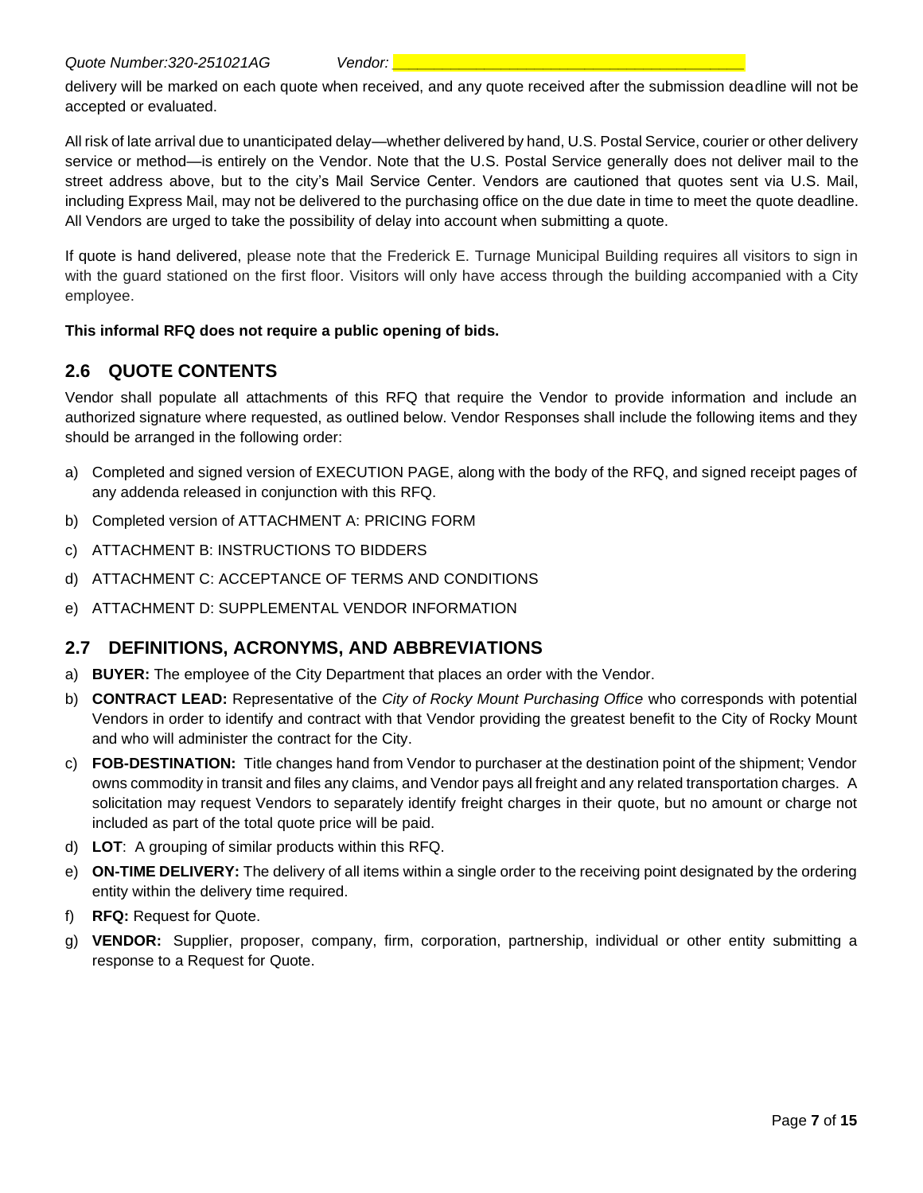delivery will be marked on each quote when received, and any quote received after the submission deadline will not be accepted or evaluated.

All risk of late arrival due to unanticipated delay—whether delivered by hand, U.S. Postal Service, courier or other delivery service or method—is entirely on the Vendor. Note that the U.S. Postal Service generally does not deliver mail to the street address above, but to the city's Mail Service Center. Vendors are cautioned that quotes sent via U.S. Mail, including Express Mail, may not be delivered to the purchasing office on the due date in time to meet the quote deadline. All Vendors are urged to take the possibility of delay into account when submitting a quote.

If quote is hand delivered, please note that the Frederick E. Turnage Municipal Building requires all visitors to sign in with the guard stationed on the first floor. Visitors will only have access through the building accompanied with a City employee.

**This informal RFQ does not require a public opening of bids.**

## 2.6 QUOTE CONTENTS

Vendor shall populate all attachments of this RFQ that require the Vendor to provide information and include an authorized signature where requested, as outlined below. Vendor Responses shall include the following items and they should be arranged in the following order:

a) Completed and signed version of EXECUTION PAGE, along with the body of the RFQ, and signed receipt pages of any addenda released in conjunction with this RFQ.

b) Completed version of ATTACHMENT A: PRICING FORM

c) ATTACHMENT B: INSTRUCTIONS TO BIDDERS

d) ATTACHMENT C: ACCEPTANCE OF TERMS AND CONDITIONS

e) ATTACHMENT D: SUPPLEMENTAL VENDOR INFORMATION

## 2.7 DEFINITIONS, ACRONYMS, AND ABBREVIATIONS

a) **BUYER:** The employee of the City Department that places an order with the Vendor.

b) **CONTRACT LEAD:** Representative of the *City of Rocky Mount Purchasing Office* who corresponds with potential Vendors in order to identify and contract with that Vendor providing the greatest benefit to the City of Rocky Mount and who will administer the contract for the City.

c) **FOB-DESTINATION:** Title changes hand from Vendor to purchaser at the destination point of the shipment; Vendor owns commodity in transit and files any claims, and Vendor pays all freight and any related transportation charges. A solicitation may request Vendors to separately identify freight charges in their quote, but no amount or charge not included as part of the total quote price will be paid.

d) **LOT**: A grouping of similar products within this RFQ.

e) **ON-TIME DELIVERY:** The delivery of all items within a single order to the receiving point designated by the ordering entity within the delivery time required.

f) **RFQ:** Request for Quote.

g) **VENDOR:** Supplier, proposer, company, firm, corporation, partnership, individual or other entity submitting a response to a Request for Quote.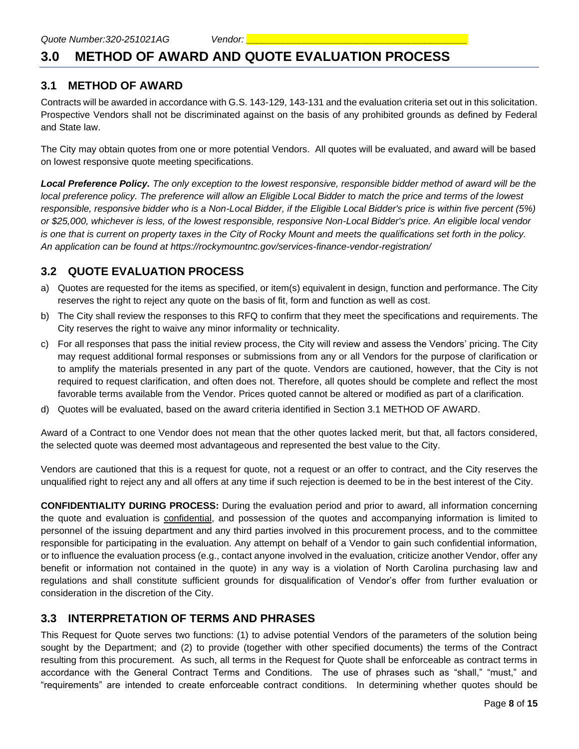# 3.0 METHOD OF AWARD AND QUOTE EVALUATION PROCESS

## 3.1 METHOD OF AWARD

Contracts will be awarded in accordance with G.S. 143-129, 143-131 and the evaluation criteria set out in this solicitation. Prospective Vendors shall not be discriminated against on the basis of any prohibited grounds as defined by Federal and State law.

The City may obtain quotes from one or more potential Vendors. All quotes will be evaluated, and award will be based on lowest responsive quote meeting specifications.

***Local Preference Policy.*** *The only exception to the lowest responsive, responsible bidder method of award will be the local preference policy. The preference will allow an Eligible Local Bidder to match the price and terms of the lowest responsible, responsive bidder who is a Non-Local Bidder, if the Eligible Local Bidder's price is within five percent (5%) or $25,000, whichever is less, of the lowest responsible, responsive Non-Local Bidder's price. An eligible local vendor is one that is current on property taxes in the City of Rocky Mount and meets the qualifications set forth in the policy. An application can be found at https://rockymountnc.gov/services-finance-vendor-registration/*

## 3.2 QUOTE EVALUATION PROCESS

a) Quotes are requested for the items as specified, or item(s) equivalent in design, function and performance. The City reserves the right to reject any quote on the basis of fit, form and function as well as cost.

b) The City shall review the responses to this RFQ to confirm that they meet the specifications and requirements. The City reserves the right to waive any minor informality or technicality.

c) For all responses that pass the initial review process, the City will review and assess the Vendors' pricing. The City may request additional formal responses or submissions from any or all Vendors for the purpose of clarification or to amplify the materials presented in any part of the quote. Vendors are cautioned, however, that the City is not required to request clarification, and often does not. Therefore, all quotes should be complete and reflect the most favorable terms available from the Vendor. Prices quoted cannot be altered or modified as part of a clarification.

d) Quotes will be evaluated, based on the award criteria identified in Section 3.1 METHOD OF AWARD.

Award of a Contract to one Vendor does not mean that the other quotes lacked merit, but that, all factors considered, the selected quote was deemed most advantageous and represented the best value to the City.

Vendors are cautioned that this is a request for quote, not a request or an offer to contract, and the City reserves the unqualified right to reject any and all offers at any time if such rejection is deemed to be in the best interest of the City.

**CONFIDENTIALITY DURING PROCESS:** During the evaluation period and prior to award, all information concerning the quote and evaluation is confidential, and possession of the quotes and accompanying information is limited to personnel of the issuing department and any third parties involved in this procurement process, and to the committee responsible for participating in the evaluation. Any attempt on behalf of a Vendor to gain such confidential information, or to influence the evaluation process (e.g., contact anyone involved in the evaluation, criticize another Vendor, offer any benefit or information not contained in the quote) in any way is a violation of North Carolina purchasing law and regulations and shall constitute sufficient grounds for disqualification of Vendor's offer from further evaluation or consideration in the discretion of the City.

## 3.3 INTERPRETATION OF TERMS AND PHRASES

This Request for Quote serves two functions: (1) to advise potential Vendors of the parameters of the solution being sought by the Department; and (2) to provide (together with other specified documents) the terms of the Contract resulting from this procurement. As such, all terms in the Request for Quote shall be enforceable as contract terms in accordance with the General Contract Terms and Conditions. The use of phrases such as "shall," "must," and "requirements" are intended to create enforceable contract conditions. In determining whether quotes should be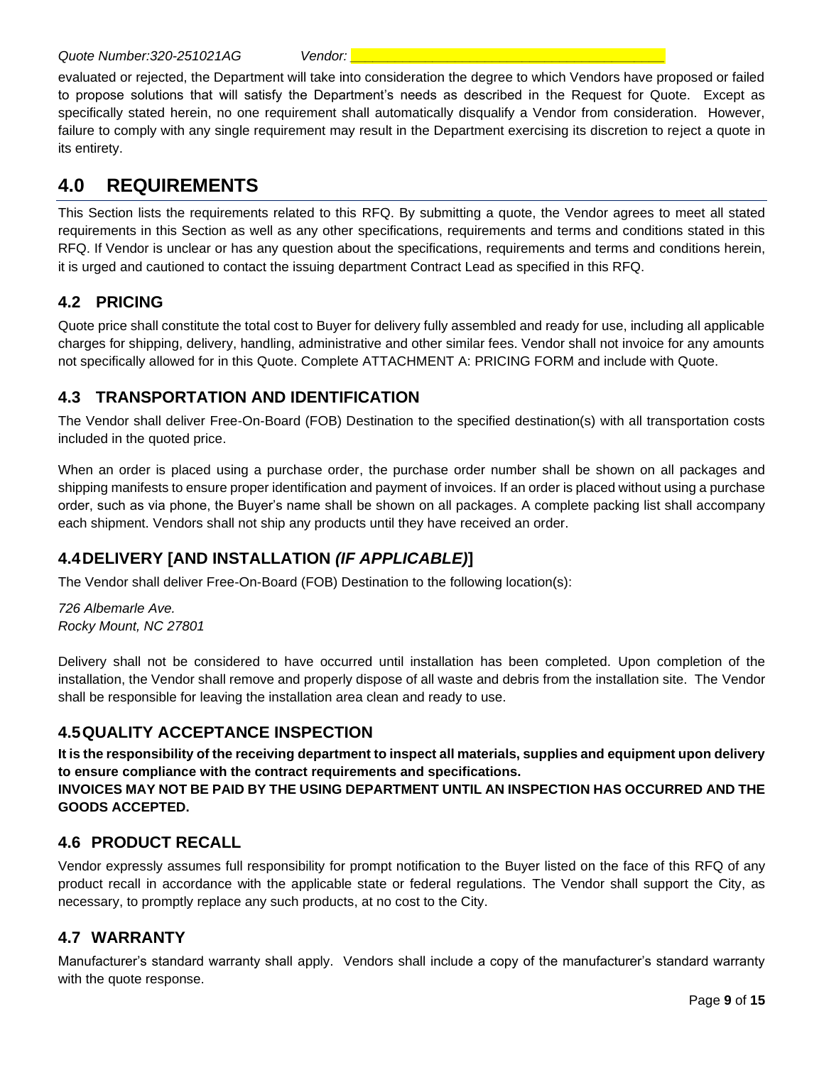evaluated or rejected, the Department will take into consideration the degree to which Vendors have proposed or failed to propose solutions that will satisfy the Department's needs as described in the Request for Quote. Except as specifically stated herein, no one requirement shall automatically disqualify a Vendor from consideration. However, failure to comply with any single requirement may result in the Department exercising its discretion to reject a quote in its entirety.

# 4.0 REQUIREMENTS

This Section lists the requirements related to this RFQ. By submitting a quote, the Vendor agrees to meet all stated requirements in this Section as well as any other specifications, requirements and terms and conditions stated in this RFQ. If Vendor is unclear or has any question about the specifications, requirements and terms and conditions herein, it is urged and cautioned to contact the issuing department Contract Lead as specified in this RFQ.

## 4.2 PRICING

Quote price shall constitute the total cost to Buyer for delivery fully assembled and ready for use, including all applicable charges for shipping, delivery, handling, administrative and other similar fees. Vendor shall not invoice for any amounts not specifically allowed for in this Quote. Complete ATTACHMENT A: PRICING FORM and include with Quote.

## 4.3 TRANSPORTATION AND IDENTIFICATION

The Vendor shall deliver Free-On-Board (FOB) Destination to the specified destination(s) with all transportation costs included in the quoted price.

When an order is placed using a purchase order, the purchase order number shall be shown on all packages and shipping manifests to ensure proper identification and payment of invoices. If an order is placed without using a purchase order, such as via phone, the Buyer's name shall be shown on all packages. A complete packing list shall accompany each shipment. Vendors shall not ship any products until they have received an order.

## 4.4 DELIVERY [AND INSTALLATION *(IF APPLICABLE)*]

The Vendor shall deliver Free-On-Board (FOB) Destination to the following location(s):

*726 Albemarle Ave.*
*Rocky Mount, NC 27801*

Delivery shall not be considered to have occurred until installation has been completed. Upon completion of the installation, the Vendor shall remove and properly dispose of all waste and debris from the installation site. The Vendor shall be responsible for leaving the installation area clean and ready to use.

## 4.5 QUALITY ACCEPTANCE INSPECTION

**It is the responsibility of the receiving department to inspect all materials, supplies and equipment upon delivery to ensure compliance with the contract requirements and specifications.**
**INVOICES MAY NOT BE PAID BY THE USING DEPARTMENT UNTIL AN INSPECTION HAS OCCURRED AND THE GOODS ACCEPTED.**

## 4.6 PRODUCT RECALL

Vendor expressly assumes full responsibility for prompt notification to the Buyer listed on the face of this RFQ of any product recall in accordance with the applicable state or federal regulations. The Vendor shall support the City, as necessary, to promptly replace any such products, at no cost to the City.

## 4.7 WARRANTY

Manufacturer's standard warranty shall apply. Vendors shall include a copy of the manufacturer's standard warranty with the quote response.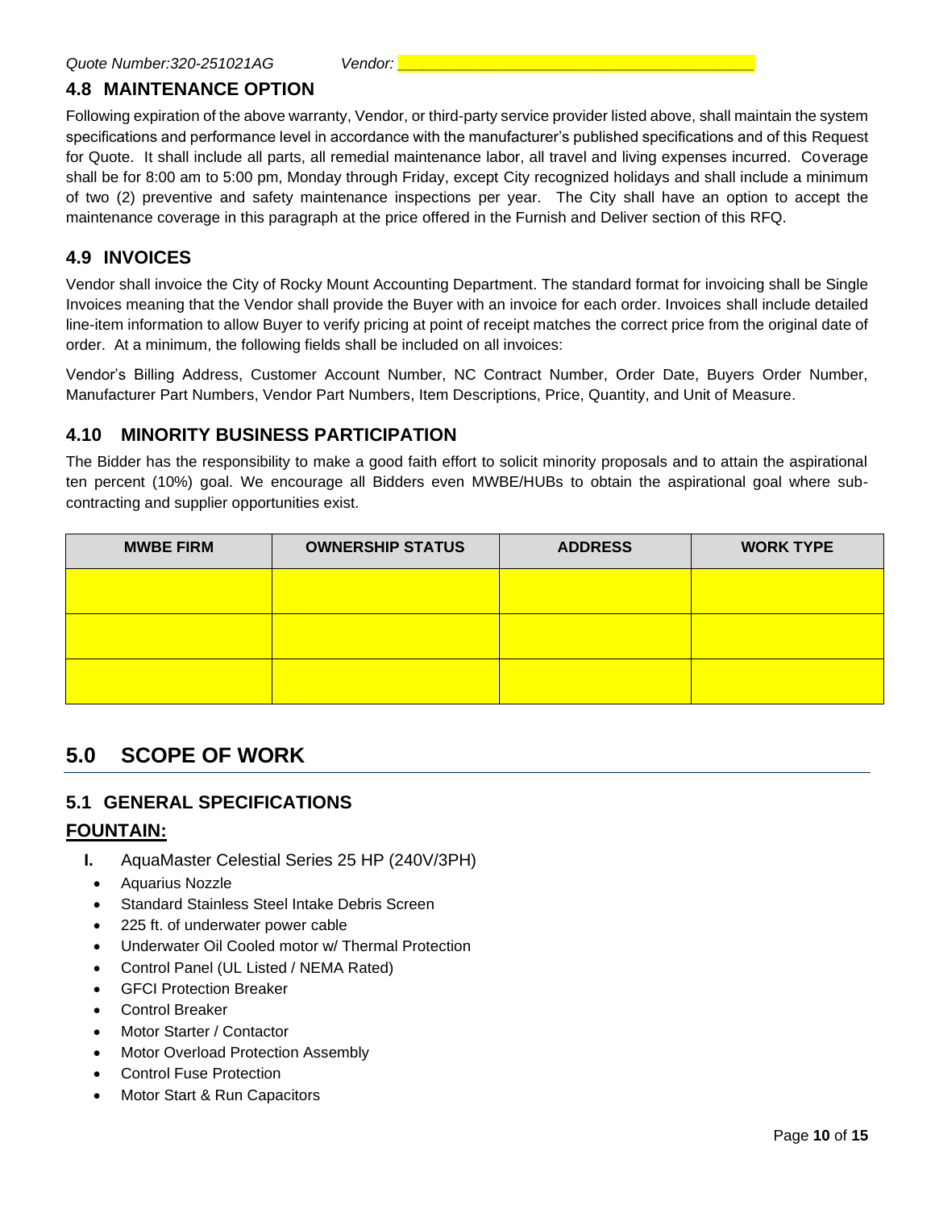*Quote Number:320-251021AG* *Vendor:* ________________________________________

### 4.8 MAINTENANCE OPTION

Following expiration of the above warranty, Vendor, or third-party service provider listed above, shall maintain the system specifications and performance level in accordance with the manufacturer's published specifications and of this Request for Quote. It shall include all parts, all remedial maintenance labor, all travel and living expenses incurred. Coverage shall be for 8:00 am to 5:00 pm, Monday through Friday, except City recognized holidays and shall include a minimum of two (2) preventive and safety maintenance inspections per year. The City shall have an option to accept the maintenance coverage in this paragraph at the price offered in the Furnish and Deliver section of this RFQ.

### 4.9 INVOICES

Vendor shall invoice the City of Rocky Mount Accounting Department. The standard format for invoicing shall be Single Invoices meaning that the Vendor shall provide the Buyer with an invoice for each order. Invoices shall include detailed line-item information to allow Buyer to verify pricing at point of receipt matches the correct price from the original date of order. At a minimum, the following fields shall be included on all invoices:

Vendor's Billing Address, Customer Account Number, NC Contract Number, Order Date, Buyers Order Number, Manufacturer Part Numbers, Vendor Part Numbers, Item Descriptions, Price, Quantity, and Unit of Measure.

### 4.10 MINORITY BUSINESS PARTICIPATION

The Bidder has the responsibility to make a good faith effort to solicit minority proposals and to attain the aspirational ten percent (10%) goal. We encourage all Bidders even MWBE/HUBs to obtain the aspirational goal where sub-contracting and supplier opportunities exist.

| MWBE FIRM | OWNERSHIP STATUS | ADDRESS | WORK TYPE |
|---|---|---|---|
| | | | |
| | | | |
| | | | |

## 5.0 SCOPE OF WORK

### 5.1 GENERAL SPECIFICATIONS

**FOUNTAIN:**

**I.** AquaMaster Celestial Series 25 HP (240V/3PH)

- Aquarius Nozzle
- Standard Stainless Steel Intake Debris Screen
- 225 ft. of underwater power cable
- Underwater Oil Cooled motor w/ Thermal Protection
- Control Panel (UL Listed / NEMA Rated)
- GFCI Protection Breaker
- Control Breaker
- Motor Starter / Contactor
- Motor Overload Protection Assembly
- Control Fuse Protection
- Motor Start & Run Capacitors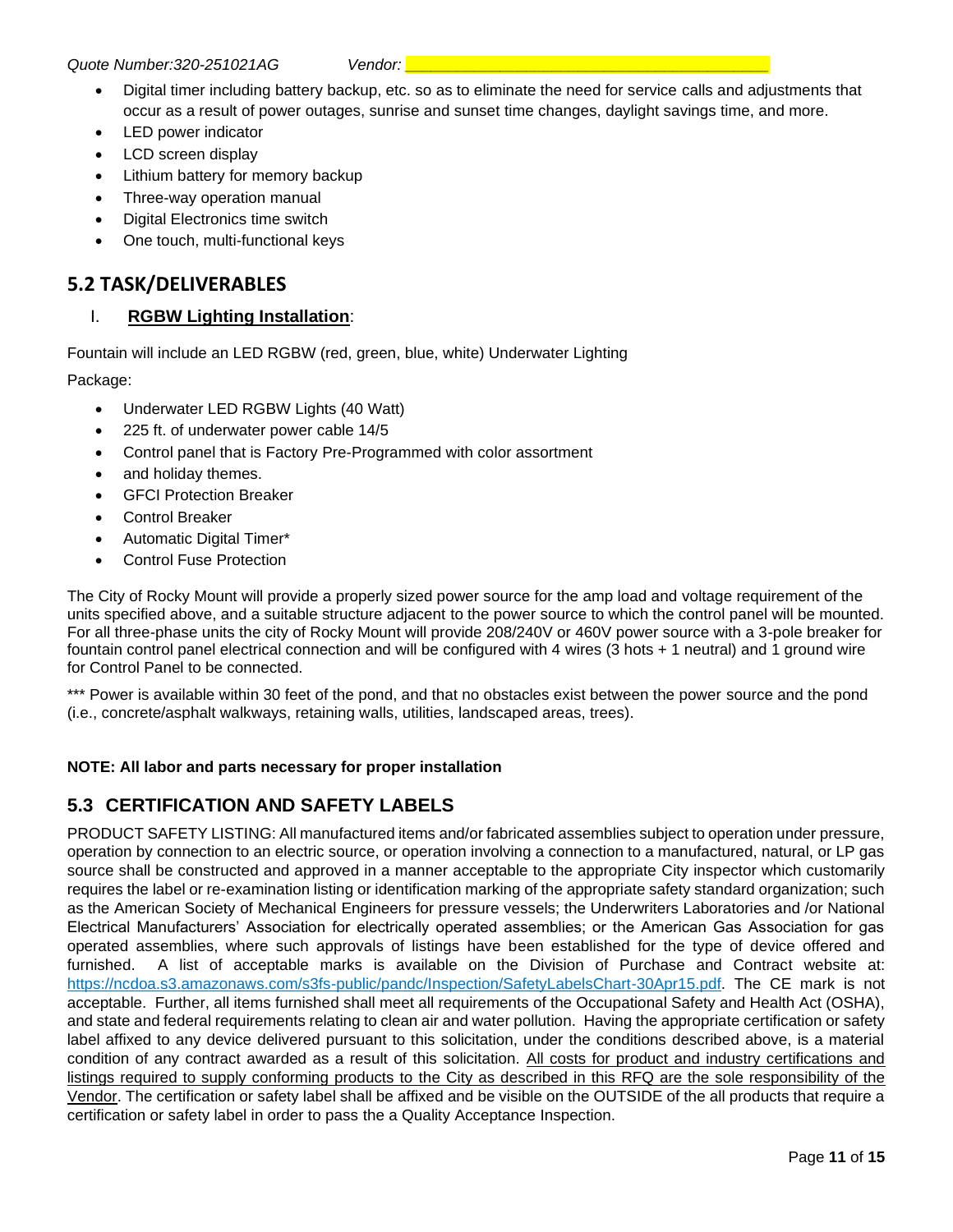- Digital timer including battery backup, etc. so as to eliminate the need for service calls and adjustments that occur as a result of power outages, sunrise and sunset time changes, daylight savings time, and more.
- LED power indicator
- LCD screen display
- Lithium battery for memory backup
- Three-way operation manual
- Digital Electronics time switch
- One touch, multi-functional keys

## 5.2 TASK/DELIVERABLES

I. **RGBW Lighting Installation**:

Fountain will include an LED RGBW (red, green, blue, white) Underwater Lighting

Package:

- Underwater LED RGBW Lights (40 Watt)
- 225 ft. of underwater power cable 14/5
- Control panel that is Factory Pre-Programmed with color assortment
- and holiday themes.
- GFCI Protection Breaker
- Control Breaker
- Automatic Digital Timer*
- Control Fuse Protection

The City of Rocky Mount will provide a properly sized power source for the amp load and voltage requirement of the units specified above, and a suitable structure adjacent to the power source to which the control panel will be mounted. For all three-phase units the city of Rocky Mount will provide 208/240V or 460V power source with a 3-pole breaker for fountain control panel electrical connection and will be configured with 4 wires (3 hots + 1 neutral) and 1 ground wire for Control Panel to be connected.

*** Power is available within 30 feet of the pond, and that no obstacles exist between the power source and the pond (i.e., concrete/asphalt walkways, retaining walls, utilities, landscaped areas, trees).

**NOTE: All labor and parts necessary for proper installation**

## 5.3 CERTIFICATION AND SAFETY LABELS

PRODUCT SAFETY LISTING: All manufactured items and/or fabricated assemblies subject to operation under pressure, operation by connection to an electric source, or operation involving a connection to a manufactured, natural, or LP gas source shall be constructed and approved in a manner acceptable to the appropriate City inspector which customarily requires the label or re-examination listing or identification marking of the appropriate safety standard organization; such as the American Society of Mechanical Engineers for pressure vessels; the Underwriters Laboratories and /or National Electrical Manufacturers' Association for electrically operated assemblies; or the American Gas Association for gas operated assemblies, where such approvals of listings have been established for the type of device offered and furnished. A list of acceptable marks is available on the Division of Purchase and Contract website at: https://ncdoa.s3.amazonaws.com/s3fs-public/pandc/Inspection/SafetyLabelsChart-30Apr15.pdf. The CE mark is not acceptable. Further, all items furnished shall meet all requirements of the Occupational Safety and Health Act (OSHA), and state and federal requirements relating to clean air and water pollution. Having the appropriate certification or safety label affixed to any device delivered pursuant to this solicitation, under the conditions described above, is a material condition of any contract awarded as a result of this solicitation. <u>All costs for product and industry certifications and listings required to supply conforming products to the City as described in this RFQ are the sole responsibility of the Vendor</u>. The certification or safety label shall be affixed and be visible on the OUTSIDE of the all products that require a certification or safety label in order to pass the a Quality Acceptance Inspection.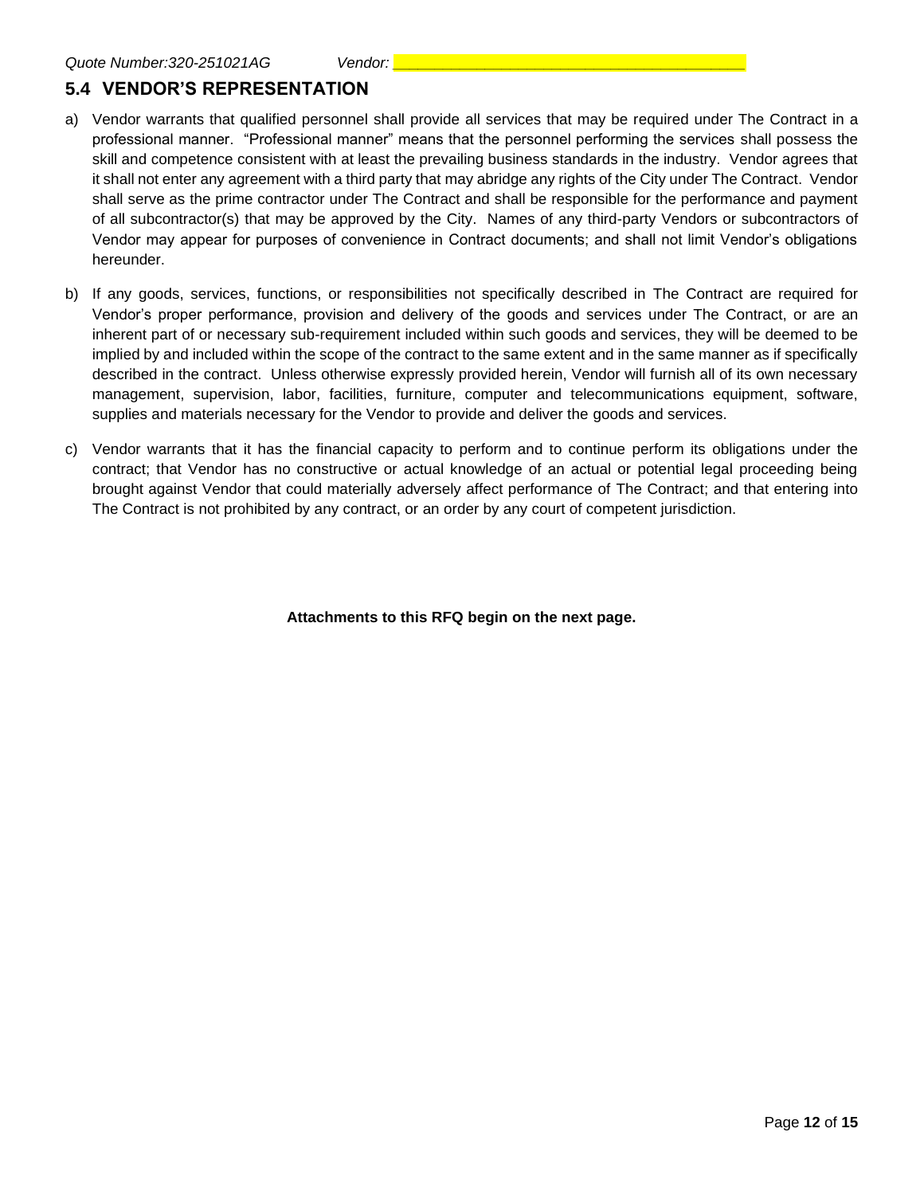## 5.4 VENDOR'S REPRESENTATION

a) Vendor warrants that qualified personnel shall provide all services that may be required under The Contract in a professional manner. "Professional manner" means that the personnel performing the services shall possess the skill and competence consistent with at least the prevailing business standards in the industry. Vendor agrees that it shall not enter any agreement with a third party that may abridge any rights of the City under The Contract. Vendor shall serve as the prime contractor under The Contract and shall be responsible for the performance and payment of all subcontractor(s) that may be approved by the City. Names of any third-party Vendors or subcontractors of Vendor may appear for purposes of convenience in Contract documents; and shall not limit Vendor's obligations hereunder.

b) If any goods, services, functions, or responsibilities not specifically described in The Contract are required for Vendor's proper performance, provision and delivery of the goods and services under The Contract, or are an inherent part of or necessary sub-requirement included within such goods and services, they will be deemed to be implied by and included within the scope of the contract to the same extent and in the same manner as if specifically described in the contract. Unless otherwise expressly provided herein, Vendor will furnish all of its own necessary management, supervision, labor, facilities, furniture, computer and telecommunications equipment, software, supplies and materials necessary for the Vendor to provide and deliver the goods and services.

c) Vendor warrants that it has the financial capacity to perform and to continue perform its obligations under the contract; that Vendor has no constructive or actual knowledge of an actual or potential legal proceeding being brought against Vendor that could materially adversely affect performance of The Contract; and that entering into The Contract is not prohibited by any contract, or an order by any court of competent jurisdiction.

**Attachments to this RFQ begin on the next page.**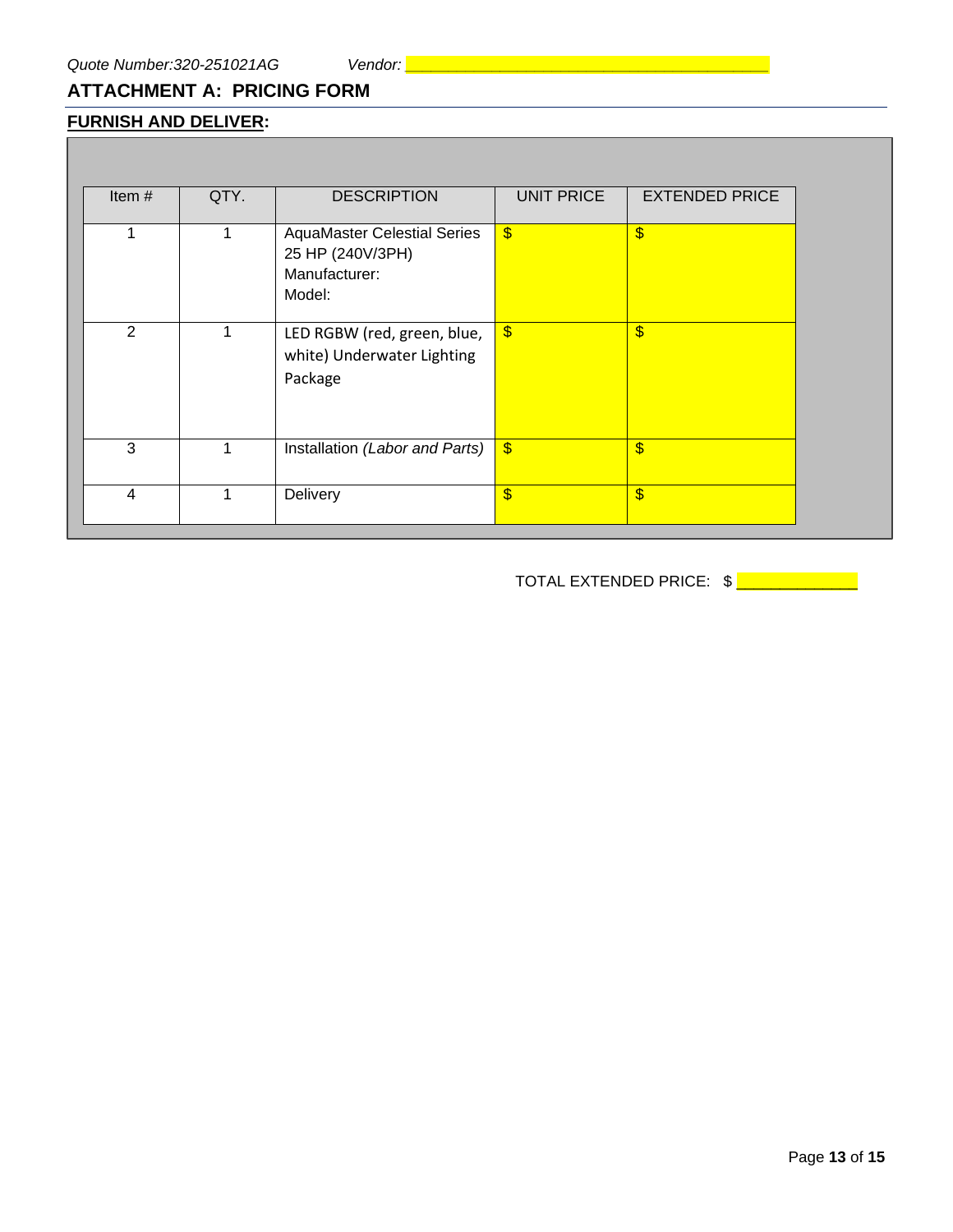*Quote Number:320-251021AG* *Vendor:* ________________________________________

## ATTACHMENT A: PRICING FORM

**<u>FURNISH AND DELIVER</u>:**

| Item # | QTY. | DESCRIPTION | UNIT PRICE | EXTENDED PRICE |
|---|---|---|---|---|
| 1 | 1 | AquaMaster Celestial Series 25 HP (240V/3PH)<br>Manufacturer:<br>Model: | $ | $ |
| 2 | 1 | LED RGBW (red, green, blue, white) Underwater Lighting Package | $ | $ |
| 3 | 1 | Installation *(Labor and Parts)* | $ | $ |
| 4 | 1 | Delivery | $ | $ |

TOTAL EXTENDED PRICE: $ _____________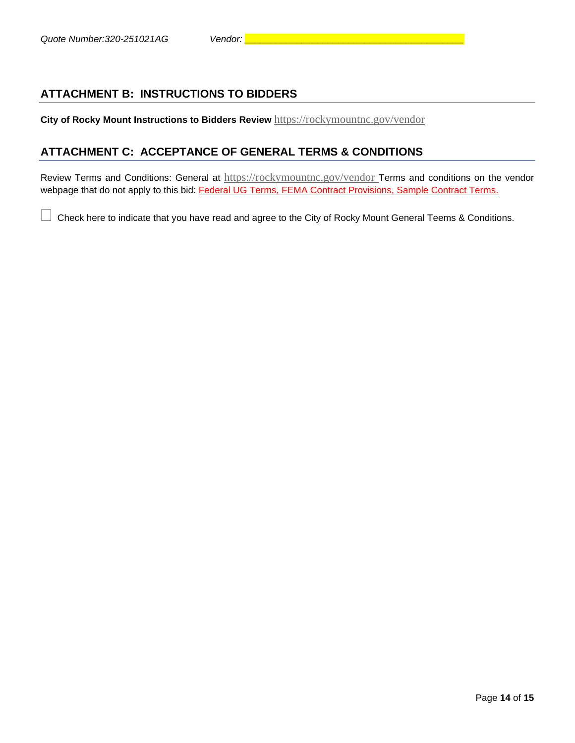*Quote Number:320-251021AG* *Vendor: _______________________________________*

## ATTACHMENT B: INSTRUCTIONS TO BIDDERS

**City of Rocky Mount Instructions to Bidders Review** https://rockymountnc.gov/vendor

## ATTACHMENT C: ACCEPTANCE OF GENERAL TERMS & CONDITIONS

Review Terms and Conditions: General at https://rockymountnc.gov/vendor Terms and conditions on the vendor webpage that do not apply to this bid: Federal UG Terms, FEMA Contract Provisions, Sample Contract Terms.

☐ Check here to indicate that you have read and agree to the City of Rocky Mount General Teems & Conditions.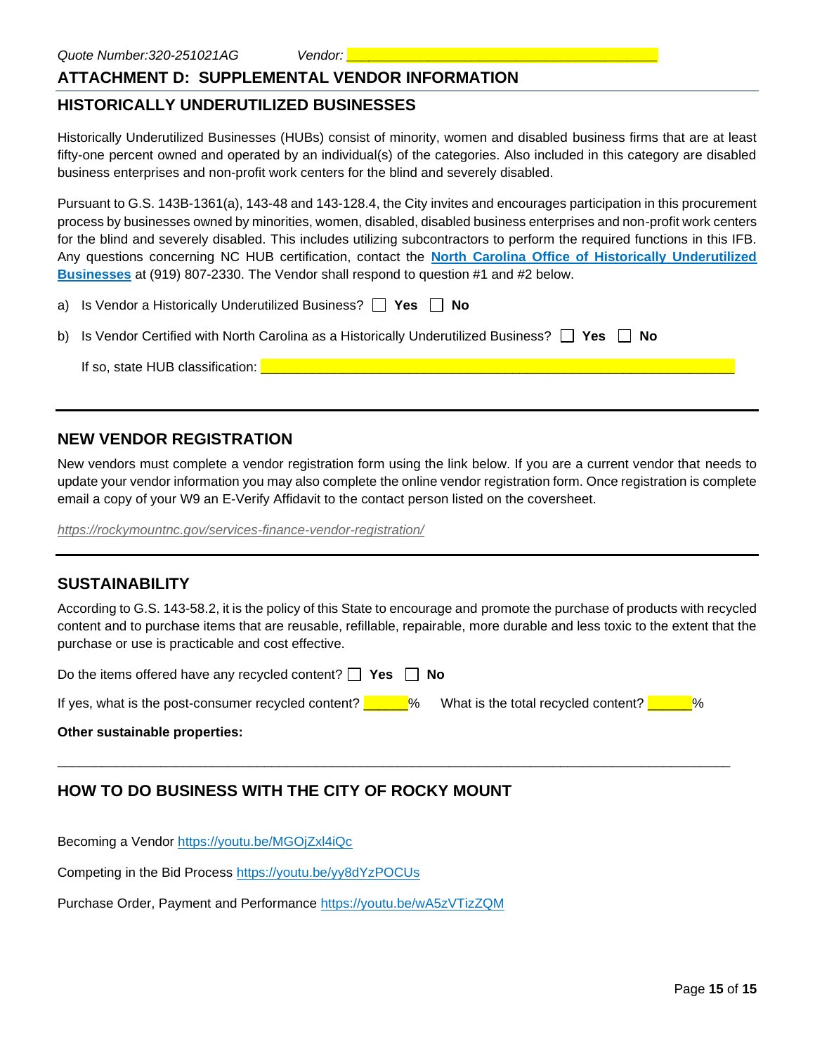*Quote Number:320-251021AG* *Vendor:* ________________________________________

## ATTACHMENT D: SUPPLEMENTAL VENDOR INFORMATION

## HISTORICALLY UNDERUTILIZED BUSINESSES

Historically Underutilized Businesses (HUBs) consist of minority, women and disabled business firms that are at least fifty-one percent owned and operated by an individual(s) of the categories. Also included in this category are disabled business enterprises and non-profit work centers for the blind and severely disabled.

Pursuant to G.S. 143B-1361(a), 143-48 and 143-128.4, the City invites and encourages participation in this procurement process by businesses owned by minorities, women, disabled, disabled business enterprises and non-profit work centers for the blind and severely disabled. This includes utilizing subcontractors to perform the required functions in this IFB. Any questions concerning NC HUB certification, contact the **North Carolina Office of Historically Underutilized Businesses** at (919) 807-2330. The Vendor shall respond to question #1 and #2 below.

a) Is Vendor a Historically Underutilized Business? ☐ **Yes** ☐ **No**

b) Is Vendor Certified with North Carolina as a Historically Underutilized Business? ☐ **Yes** ☐ **No**

If so, state HUB classification: ____________________________________________

---

## NEW VENDOR REGISTRATION

New vendors must complete a vendor registration form using the link below. If you are a current vendor that needs to update your vendor information you may also complete the online vendor registration form. Once registration is complete email a copy of your W9 an E-Verify Affidavit to the contact person listed on the coversheet.

*https://rockymountnc.gov/services-finance-vendor-registration/*

---

## SUSTAINABILITY

According to G.S. 143-58.2, it is the policy of this State to encourage and promote the purchase of products with recycled content and to purchase items that are reusable, refillable, repairable, more durable and less toxic to the extent that the purchase or use is practicable and cost effective.

Do the items offered have any recycled content? ☐ **Yes** ☐ **No**

If yes, what is the post-consumer recycled content? ______% What is the total recycled content? ______%

**Other sustainable properties:**

________________________________________________________________________________

## HOW TO DO BUSINESS WITH THE CITY OF ROCKY MOUNT

Becoming a Vendor https://youtu.be/MGOjZxl4iQc

Competing in the Bid Process https://youtu.be/yy8dYzPOCUs

Purchase Order, Payment and Performance https://youtu.be/wA5zVTizZQM